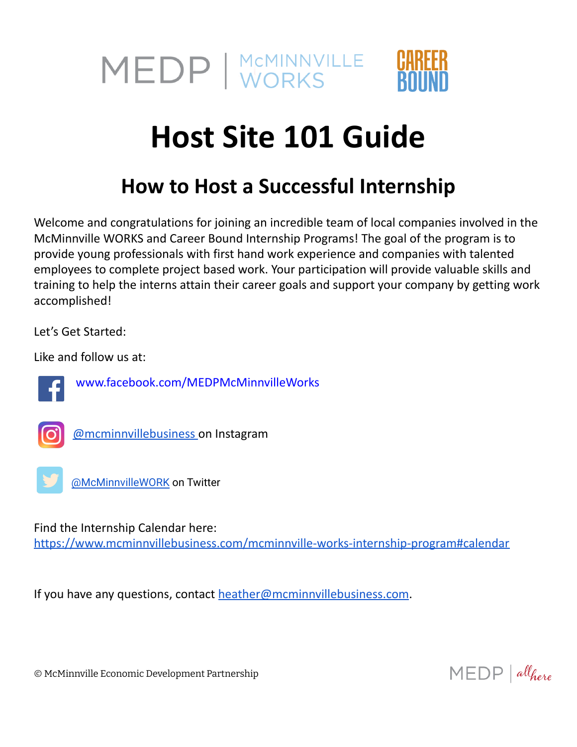MEDP | McMINNVILLE WORKS

CAREER BOUND

# Host Site 101 Guide

## How to Host a Successful Internship

Welcome and congratulations for joining an incredible team of local companies involved in the McMinnville WORKS and Career Bound Internship Programs! The goal of the program is to provide young professionals with first hand work experience and companies with talented employees to complete project based work. Your participation will provide valuable skills and training to help the interns attain their career goals and support your company by getting work accomplished!

Let's Get Started:

Like and follow us at:

www.facebook.com/MEDPMcMinnvilleWorks

@mcminnvillebusiness on Instagram

@McMinnvilleWORK on Twitter

Find the Internship Calendar here:
https://www.mcminnvillebusiness.com/mcminnville-works-internship-program#calendar

If you have any questions, contact heather@mcminnvillebusiness.com.

© McMinnville Economic Development Partnership

MEDP | all here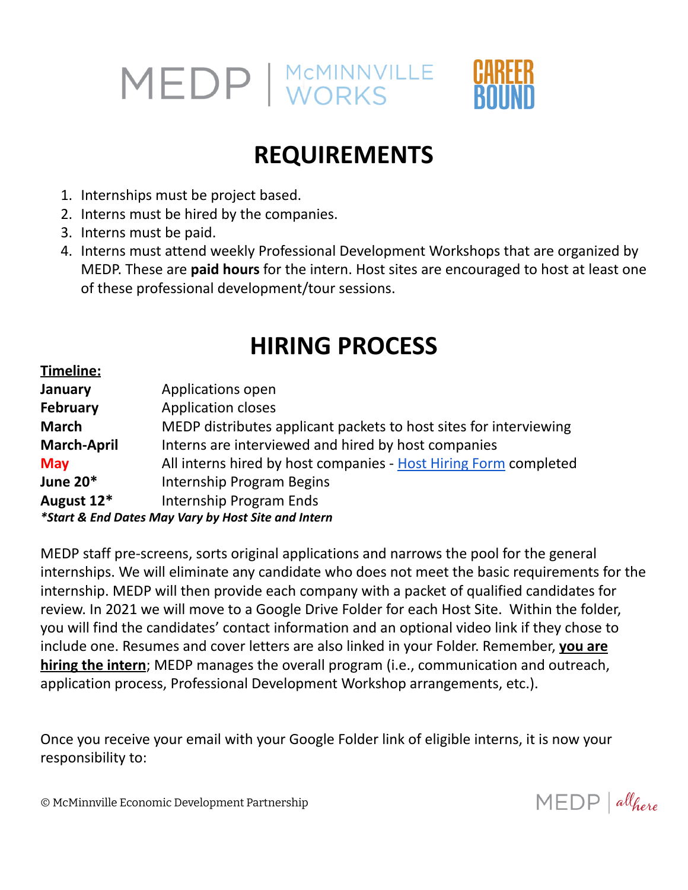MEDP | McMINNVILLE WORKS

CAREER BOUND

# REQUIREMENTS

1. Internships must be project based.
2. Interns must be hired by the companies.
3. Interns must be paid.
4. Interns must attend weekly Professional Development Workshops that are organized by MEDP. These are **paid hours** for the intern. Host sites are encouraged to host at least one of these professional development/tour sessions.

# HIRING PROCESS

**Timeline:**

| | |
|---|---|
| **January** | Applications open |
| **February** | Application closes |
| **March** | MEDP distributes applicant packets to host sites for interviewing |
| **March-April** | Interns are interviewed and hired by host companies |
| **May** | All interns hired by host companies - Host Hiring Form completed |
| **June 20*** | Internship Program Begins |
| **August 12*** | Internship Program Ends |

***Start & End Dates May Vary by Host Site and Intern***

MEDP staff pre-screens, sorts original applications and narrows the pool for the general internships. We will eliminate any candidate who does not meet the basic requirements for the internship. MEDP will then provide each company with a packet of qualified candidates for review. In 2021 we will move to a Google Drive Folder for each Host Site. Within the folder, you will find the candidates' contact information and an optional video link if they chose to include one. Resumes and cover letters are also linked in your Folder. Remember, **you are hiring the intern**; MEDP manages the overall program (i.e., communication and outreach, application process, Professional Development Workshop arrangements, etc.).

Once you receive your email with your Google Folder link of eligible interns, it is now your responsibility to: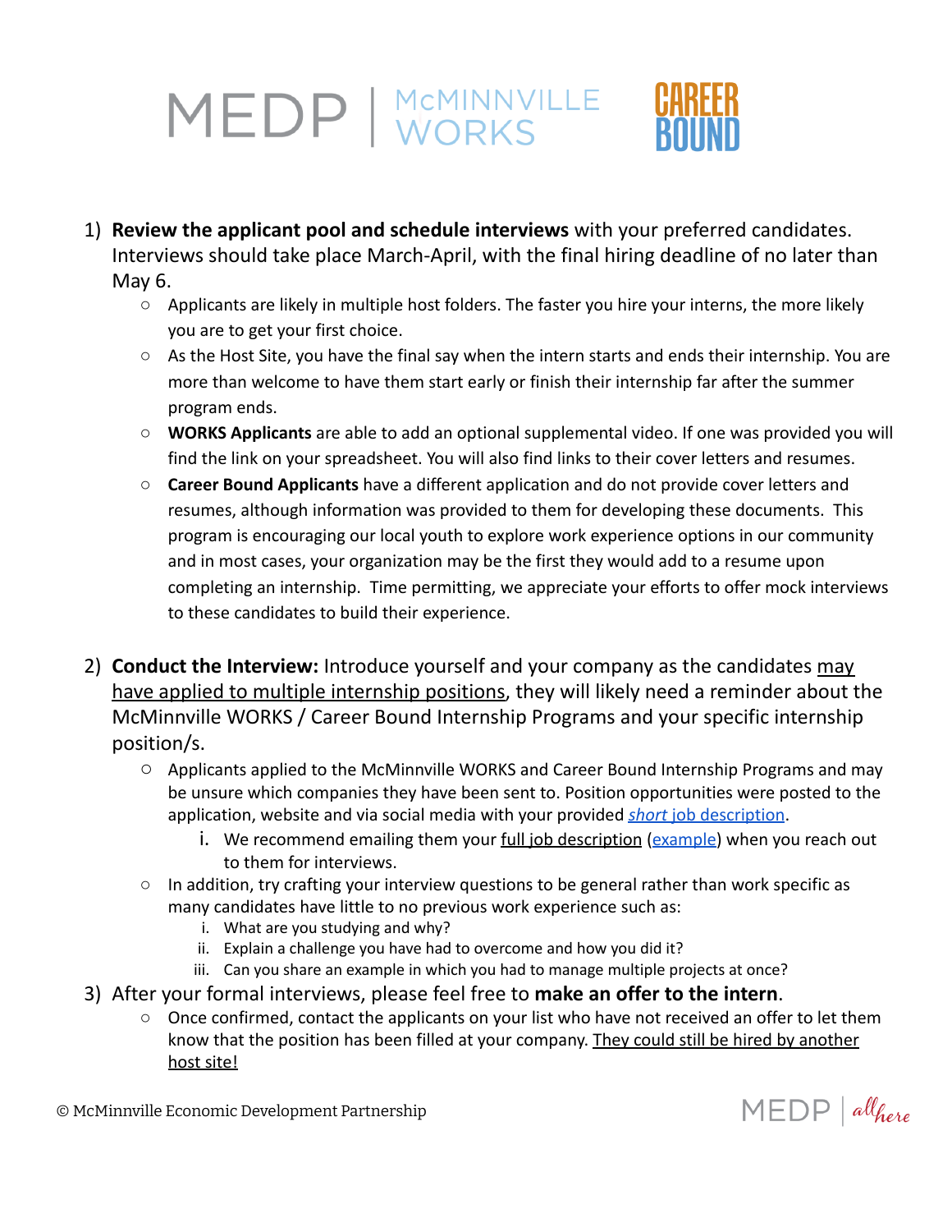MEDP | McMINNVILLE WORKS

CAREER BOUND

1) **Review the applicant pool and schedule interviews** with your preferred candidates. Interviews should take place March-April, with the final hiring deadline of no later than May 6.
    - Applicants are likely in multiple host folders. The faster you hire your interns, the more likely you are to get your first choice.
    - As the Host Site, you have the final say when the intern starts and ends their internship. You are more than welcome to have them start early or finish their internship far after the summer program ends.
    - **WORKS Applicants** are able to add an optional supplemental video. If one was provided you will find the link on your spreadsheet. You will also find links to their cover letters and resumes.
    - **Career Bound Applicants** have a different application and do not provide cover letters and resumes, although information was provided to them for developing these documents. This program is encouraging our local youth to explore work experience options in our community and in most cases, your organization may be the first they would add to a resume upon completing an internship. Time permitting, we appreciate your efforts to offer mock interviews to these candidates to build their experience.

2) **Conduct the Interview:** Introduce yourself and your company as the candidates may have applied to multiple internship positions, they will likely need a reminder about the McMinnville WORKS / Career Bound Internship Programs and your specific internship position/s.
    - Applicants applied to the McMinnville WORKS and Career Bound Internship Programs and may be unsure which companies they have been sent to. Position opportunities were posted to the application, website and via social media with your provided *short* job description.
        i. We recommend emailing them your full job description (example) when you reach out to them for interviews.
    - In addition, try crafting your interview questions to be general rather than work specific as many candidates have little to no previous work experience such as:
        i. What are you studying and why?
        ii. Explain a challenge you have had to overcome and how you did it?
        iii. Can you share an example in which you had to manage multiple projects at once?

3) After your formal interviews, please feel free to **make an offer to the intern**.
    - Once confirmed, contact the applicants on your list who have not received an offer to let them know that the position has been filled at your company. They could still be hired by another host site!

© McMinnville Economic Development Partnership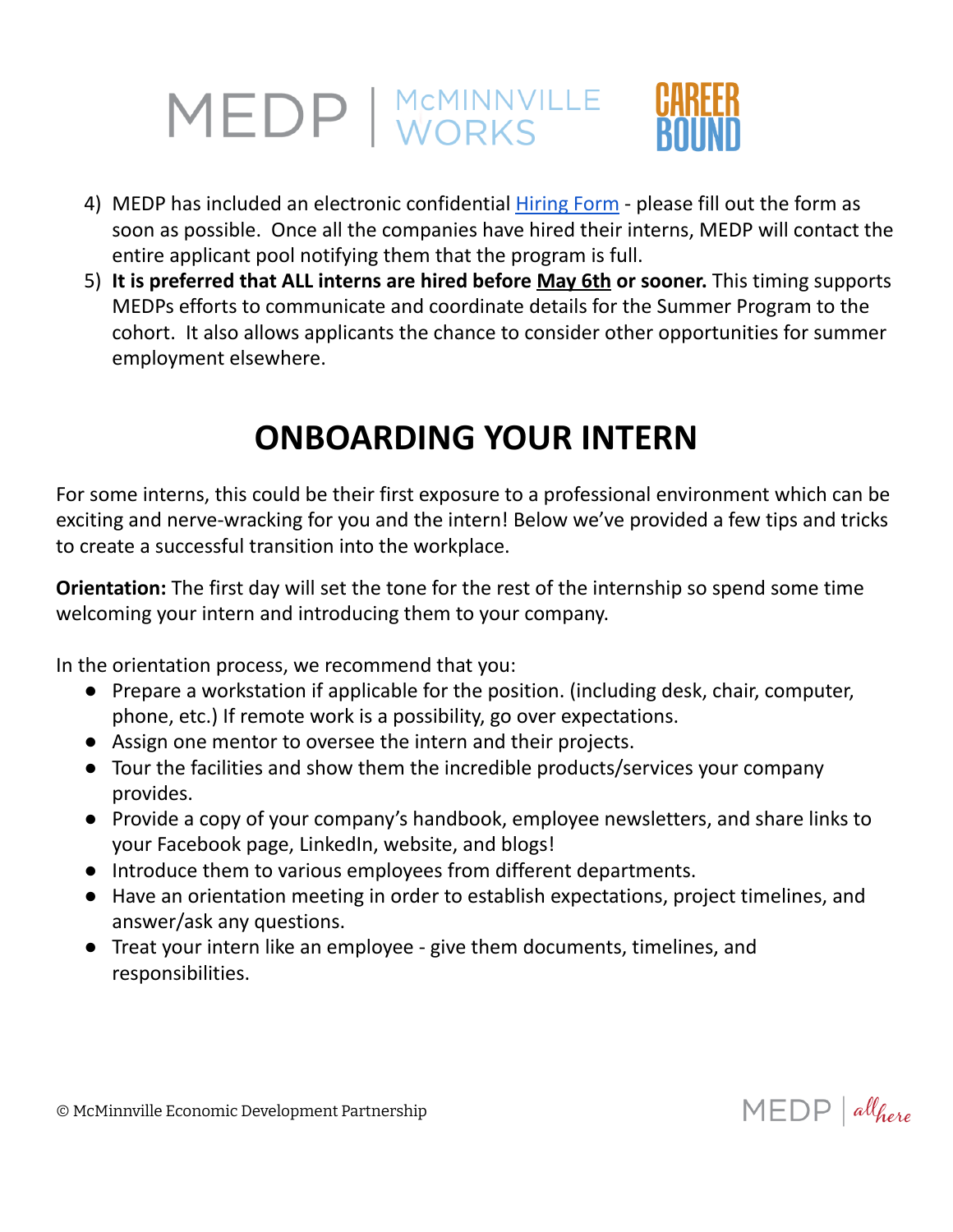4) MEDP has included an electronic confidential Hiring Form - please fill out the form as soon as possible. Once all the companies have hired their interns, MEDP will contact the entire applicant pool notifying them that the program is full.
5) **It is preferred that ALL interns are hired before May 6th or sooner.** This timing supports MEDPs efforts to communicate and coordinate details for the Summer Program to the cohort. It also allows applicants the chance to consider other opportunities for summer employment elsewhere.

# ONBOARDING YOUR INTERN

For some interns, this could be their first exposure to a professional environment which can be exciting and nerve-wracking for you and the intern! Below we've provided a few tips and tricks to create a successful transition into the workplace.

**Orientation:** The first day will set the tone for the rest of the internship so spend some time welcoming your intern and introducing them to your company.

In the orientation process, we recommend that you:

- Prepare a workstation if applicable for the position. (including desk, chair, computer, phone, etc.) If remote work is a possibility, go over expectations.
- Assign one mentor to oversee the intern and their projects.
- Tour the facilities and show them the incredible products/services your company provides.
- Provide a copy of your company's handbook, employee newsletters, and share links to your Facebook page, LinkedIn, website, and blogs!
- Introduce them to various employees from different departments.
- Have an orientation meeting in order to establish expectations, project timelines, and answer/ask any questions.
- Treat your intern like an employee - give them documents, timelines, and responsibilities.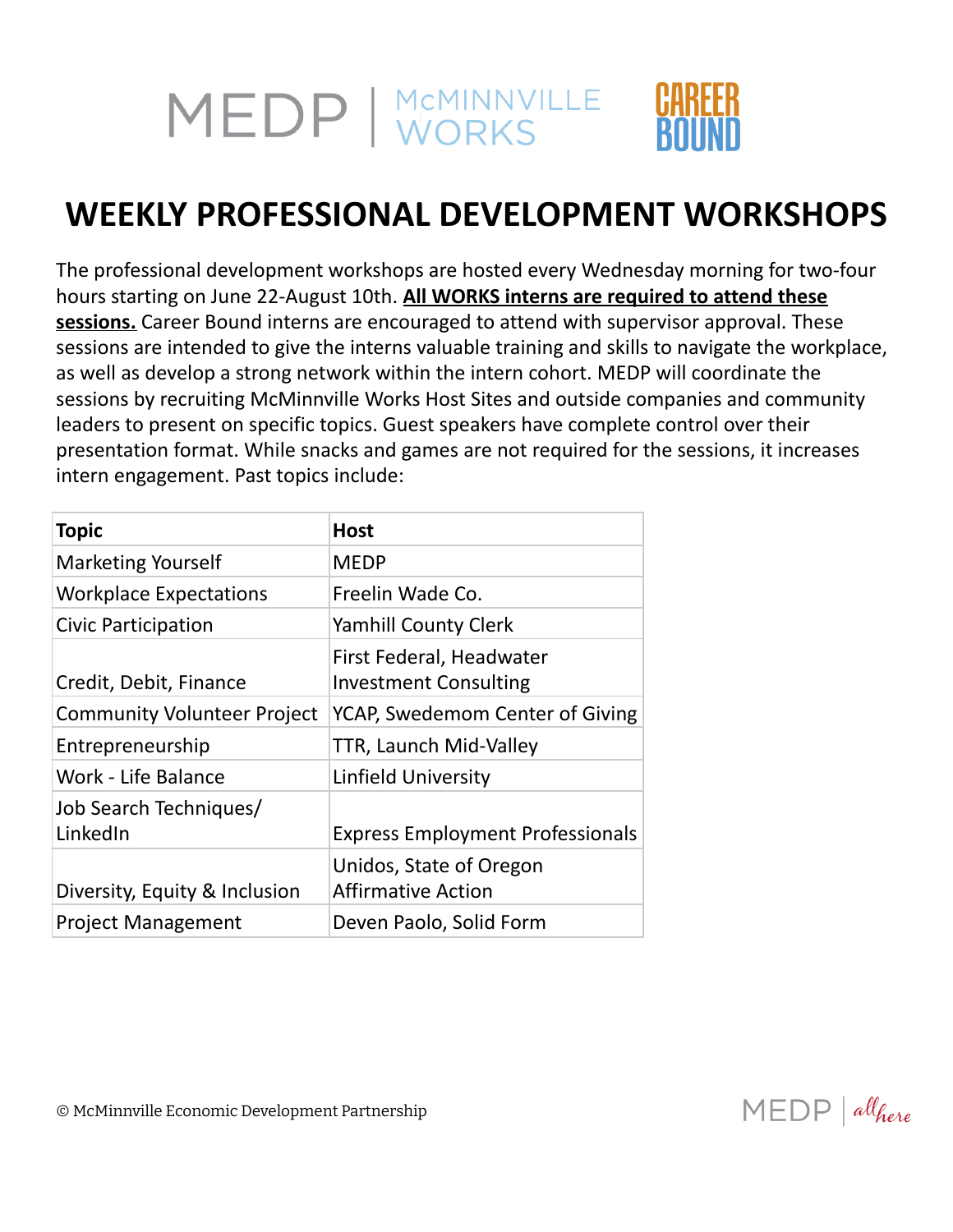# WEEKLY PROFESSIONAL DEVELOPMENT WORKSHOPS

The professional development workshops are hosted every Wednesday morning for two-four hours starting on June 22-August 10th. **All WORKS interns are required to attend these sessions.** Career Bound interns are encouraged to attend with supervisor approval. These sessions are intended to give the interns valuable training and skills to navigate the workplace, as well as develop a strong network within the intern cohort. MEDP will coordinate the sessions by recruiting McMinnville Works Host Sites and outside companies and community leaders to present on specific topics. Guest speakers have complete control over their presentation format. While snacks and games are not required for the sessions, it increases intern engagement. Past topics include:

| Topic | Host |
|---|---|
| Marketing Yourself | MEDP |
| Workplace Expectations | Freelin Wade Co. |
| Civic Participation | Yamhill County Clerk |
| Credit, Debit, Finance | First Federal, Headwater Investment Consulting |
| Community Volunteer Project | YCAP, Swedemom Center of Giving |
| Entrepreneurship | TTR, Launch Mid-Valley |
| Work - Life Balance | Linfield University |
| Job Search Techniques/ LinkedIn | Express Employment Professionals |
| Diversity, Equity & Inclusion | Unidos, State of Oregon Affirmative Action |
| Project Management | Deven Paolo, Solid Form |

© McMinnville Economic Development Partnership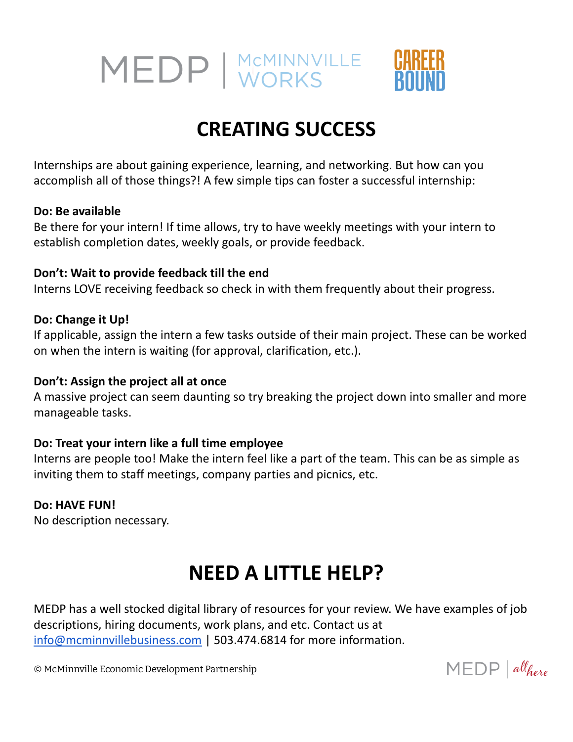MEDP | McMINNVILLE WORKS — CAREER BOUND

# CREATING SUCCESS

Internships are about gaining experience, learning, and networking. But how can you accomplish all of those things?! A few simple tips can foster a successful internship:

**Do: Be available**
Be there for your intern! If time allows, try to have weekly meetings with your intern to establish completion dates, weekly goals, or provide feedback.

**Don't: Wait to provide feedback till the end**
Interns LOVE receiving feedback so check in with them frequently about their progress.

**Do: Change it Up!**
If applicable, assign the intern a few tasks outside of their main project. These can be worked on when the intern is waiting (for approval, clarification, etc.).

**Don't: Assign the project all at once**
A massive project can seem daunting so try breaking the project down into smaller and more manageable tasks.

**Do: Treat your intern like a full time employee**
Interns are people too! Make the intern feel like a part of the team. This can be as simple as inviting them to staff meetings, company parties and picnics, etc.

**Do: HAVE FUN!**
No description necessary.

# NEED A LITTLE HELP?

MEDP has a well stocked digital library of resources for your review. We have examples of job descriptions, hiring documents, work plans, and etc. Contact us at [info@mcminnvillebusiness.com](mailto:info@mcminnvillebusiness.com) | 503.474.6814 for more information.

© McMinnville Economic Development Partnership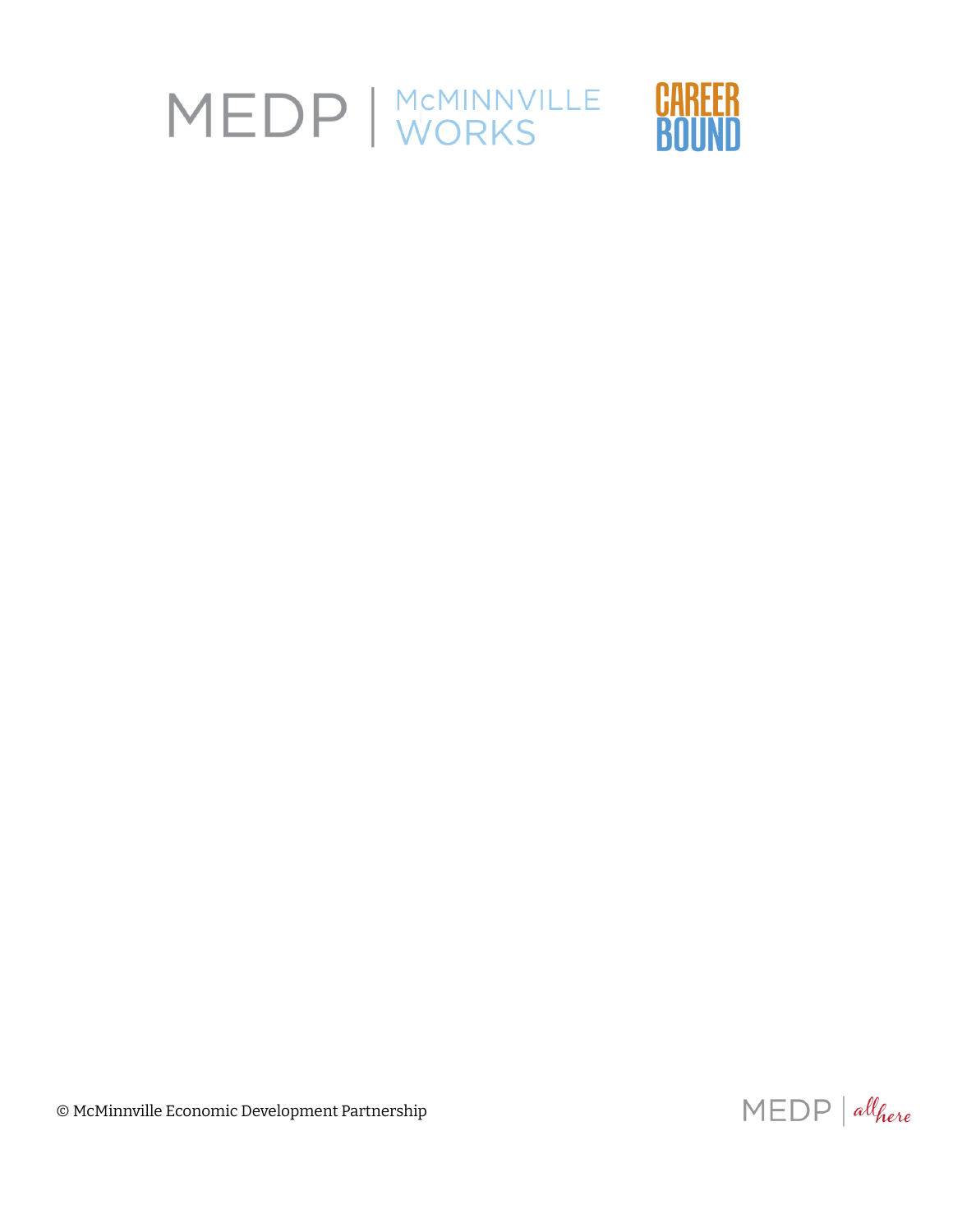MEDP | McMINNVILLE WORKS

CAREER BOUND

© McMinnville Economic Development Partnership

MEDP | all here